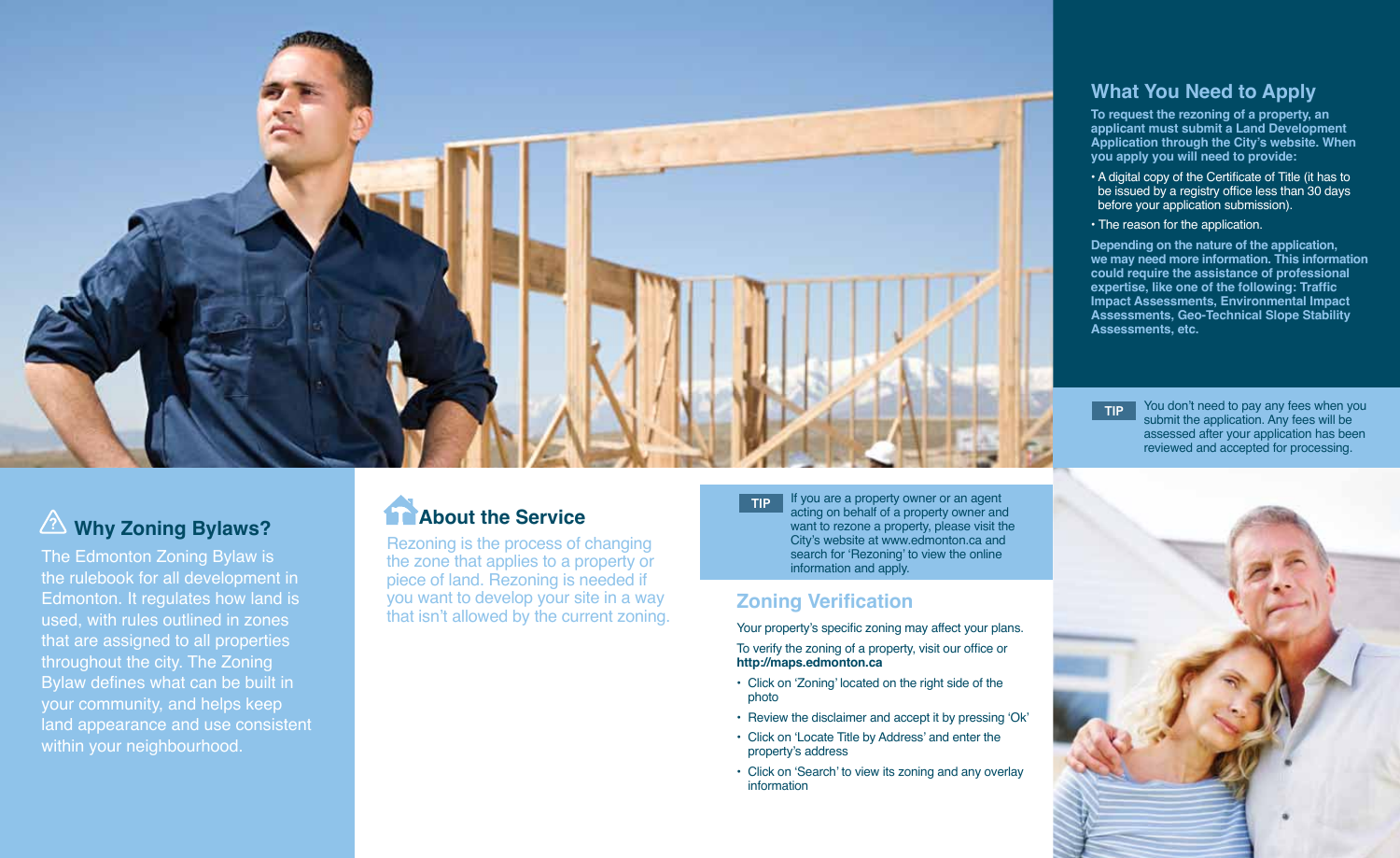## Why Zoning Bylaws?

The Edmonton Zoning Bylaw is the rulebook for all development in Edmonton. It regulates how land is used, with rules outlined in zones that are assigned to all properties throughout the city. The Zoning Bylaw defines what can be built in your community, and helps keep land appearance and use consistent within your neighbourhood.

## About the Service

Rezoning is the process of changing the zone that applies to a property or piece of land. Rezoning is needed if you want to develop your site in a way that isn't allowed by the current zoning.

**TIP** If you are a property owner or an agent acting on behalf of a property owner and want to rezone a property, please visit the City's website at www.edmonton.ca and search for 'Rezoning' to view the online information and apply.

## Zoning Verification

Your property's specific zoning may affect your plans.

To verify the zoning of a property, visit our office or **http://maps.edmonton.ca**

- Click on 'Zoning' located on the right side of the photo
- Review the disclaimer and accept it by pressing 'Ok'
- Click on 'Locate Title by Address' and enter the property's address
- Click on 'Search' to view its zoning and any overlay information

## What You Need to Apply

**To request the rezoning of a property, an applicant must submit a Land Development Application through the City's website. When you apply you will need to provide:**

- A digital copy of the Certificate of Title (it has to be issued by a registry office less than 30 days before your application submission).
- The reason for the application.

**Depending on the nature of the application, we may need more information. This information could require the assistance of professional expertise, like one of the following: Traffic Impact Assessments, Environmental Impact Assessments, Geo-Technical Slope Stability Assessments, etc.**

**TIP** You don't need to pay any fees when you submit the application. Any fees will be assessed after your application has been reviewed and accepted for processing.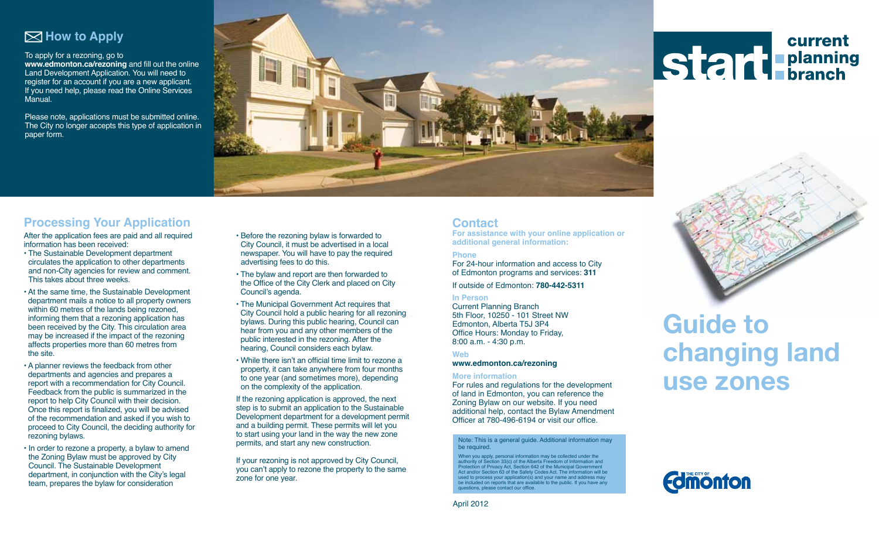## How to Apply

To apply for a rezoning, go to **www.edmonton.ca/rezoning** and fill out the online Land Development Application. You will need to register for an account if you are a new applicant. If you need help, please read the Online Services Manual.

Please note, applications must be submitted online. The City no longer accepts this type of application in paper form.

## Processing Your Application

After the application fees are paid and all required information has been received:

- The Sustainable Development department circulates the application to other departments and non-City agencies for review and comment. This takes about three weeks.
- At the same time, the Sustainable Development department mails a notice to all property owners within 60 metres of the lands being rezoned, informing them that a rezoning application has been received by the City. This circulation area may be increased if the impact of the rezoning affects properties more than 60 metres from the site.
- A planner reviews the feedback from other departments and agencies and prepares a report with a recommendation for City Council. Feedback from the public is summarized in the report to help City Council with their decision. Once this report is finalized, you will be advised of the recommendation and asked if you wish to proceed to City Council, the deciding authority for rezoning bylaws.
- In order to rezone a property, a bylaw to amend the Zoning Bylaw must be approved by City Council. The Sustainable Development department, in conjunction with the City's legal team, prepares the bylaw for consideration
- Before the rezoning bylaw is forwarded to City Council, it must be advertised in a local newspaper. You will have to pay the required advertising fees to do this.
- The bylaw and report are then forwarded to the Office of the City Clerk and placed on City Council's agenda.
- The Municipal Government Act requires that City Council hold a public hearing for all rezoning bylaws. During this public hearing, Council can hear from you and any other members of the public interested in the rezoning. After the hearing, Council considers each bylaw.
- While there isn't an official time limit to rezone a property, it can take anywhere from four months to one year (and sometimes more), depending on the complexity of the application.

If the rezoning application is approved, the next step is to submit an application to the Sustainable Development department for a development permit and a building permit. These permits will let you to start using your land in the way the new zone permits, and start any new construction.

If your rezoning is not approved by City Council, you can't apply to rezone the property to the same zone for one year.

## Contact

**For assistance with your online application or additional general information:**

**Phone**

For 24-hour information and access to City of Edmonton programs and services: **311**

If outside of Edmonton: **780-442-5311**

**In Person**

Current Planning Branch
5th Floor, 10250 - 101 Street NW
Edmonton, Alberta T5J 3P4
Office Hours: Monday to Friday, 8:00 a.m. - 4:30 p.m.

**Web**

**www.edmonton.ca/rezoning**

**More information**

For rules and regulations for the development of land in Edmonton, you can reference the Zoning Bylaw on our website. If you need additional help, contact the Bylaw Amendment Officer at 780-496-6194 or visit our office.

Note: This is a general guide. Additional information may be required.

When you apply, personal information may be collected under the authority of Section 33(c) of the Alberta Freedom of Information and Protection of Privacy Act, Section 642 of the Municipal Government Act and/or Section 63 of the Safety Codes Act. The information will be used to process your application(s) and your name and address may be included on reports that are available to the public. If you have any questions, please contact our office.

April 2012

start current planning branch

# Guide to changing land use zones

The City of Edmonton